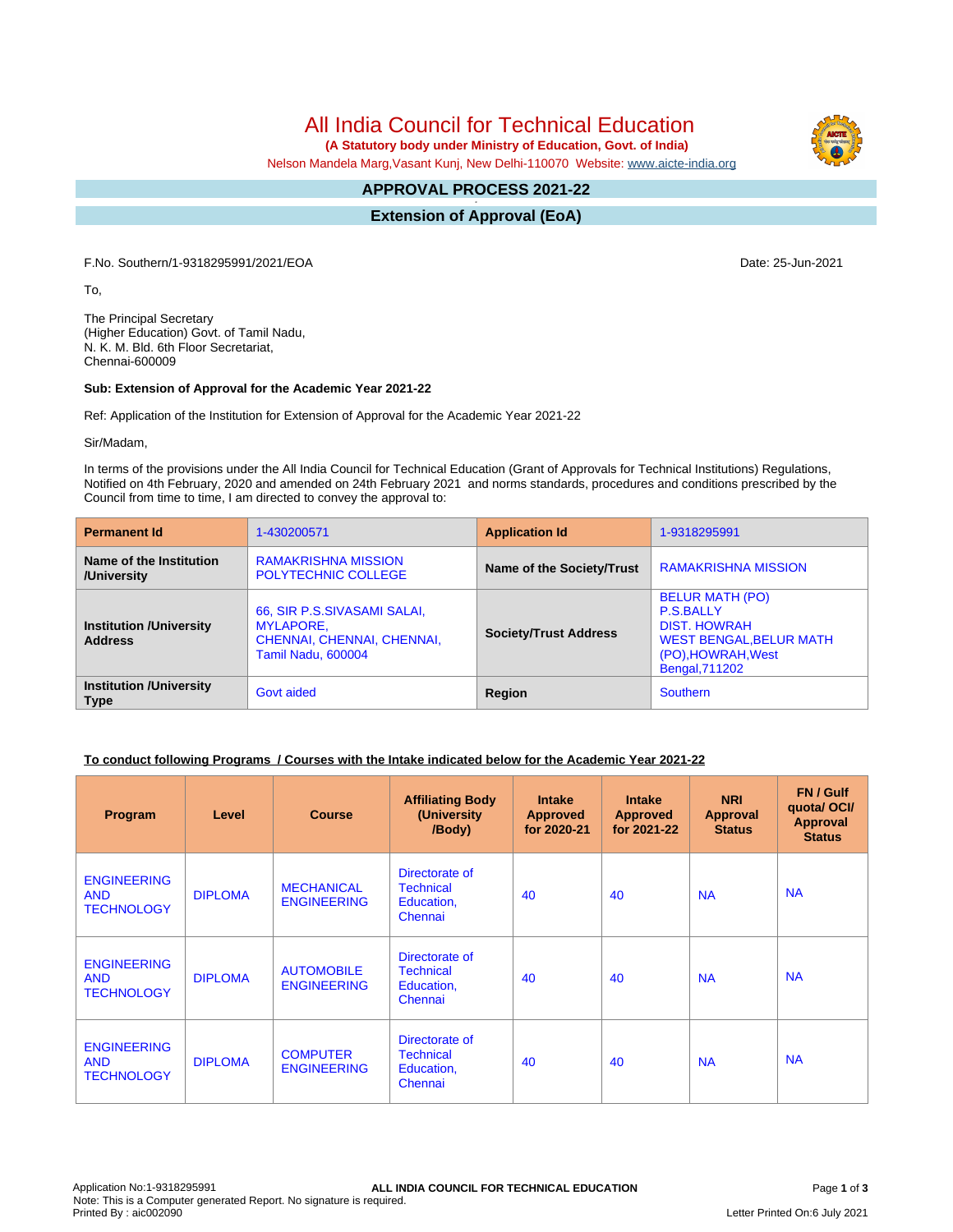# All India Council for Technical Education

**(A Statutory body under Ministry of Education, Govt. of India)**

Nelson Mandela Marg,Vasant Kunj, New Delhi-110070 Website: www.aicte-india.org

## APPROVAL PROCESS 2021-22

## Extension of Approval (EoA)

F.No. Southern/1-9318295991/2021/EOA

Date: 25-Jun-2021

To,

The Principal Secretary
(Higher Education) Govt. of Tamil Nadu,
N. K. M. Bld. 6th Floor Secretariat,
Chennai-600009

**Sub: Extension of Approval for the Academic Year 2021-22**

Ref: Application of the Institution for Extension of Approval for the Academic Year 2021-22

Sir/Madam,

In terms of the provisions under the All India Council for Technical Education (Grant of Approvals for Technical Institutions) Regulations, Notified on 4th February, 2020 and amended on 24th February 2021 and norms standards, procedures and conditions prescribed by the Council from time to time, I am directed to convey the approval to:

| | | | |
|---|---|---|---|
| **Permanent Id** | 1-430200571 | **Application Id** | 1-9318295991 |
| **Name of the Institution /University** | RAMAKRISHNA MISSION POLYTECHNIC COLLEGE | **Name of the Society/Trust** | RAMAKRISHNA MISSION |
| **Institution /University Address** | 66, SIR P.S.SIVASAMI SALAI, MYLAPORE, CHENNAI, CHENNAI, CHENNAI, Tamil Nadu, 600004 | **Society/Trust Address** | BELUR MATH (PO) P.S.BALLY DIST. HOWRAH WEST BENGAL,BELUR MATH (PO),HOWRAH,West Bengal,711202 |
| **Institution /University Type** | Govt aided | **Region** | Southern |

**To conduct following Programs / Courses with the Intake indicated below for the Academic Year 2021-22**

| Program | Level | Course | Affiliating Body (University /Body) | Intake Approved for 2020-21 | Intake Approved for 2021-22 | NRI Approval Status | FN / Gulf quota/ OCI/ Approval Status |
|---|---|---|---|---|---|---|---|
| ENGINEERING AND TECHNOLOGY | DIPLOMA | MECHANICAL ENGINEERING | Directorate of Technical Education, Chennai | 40 | 40 | NA | NA |
| ENGINEERING AND TECHNOLOGY | DIPLOMA | AUTOMOBILE ENGINEERING | Directorate of Technical Education, Chennai | 40 | 40 | NA | NA |
| ENGINEERING AND TECHNOLOGY | DIPLOMA | COMPUTER ENGINEERING | Directorate of Technical Education, Chennai | 40 | 40 | NA | NA |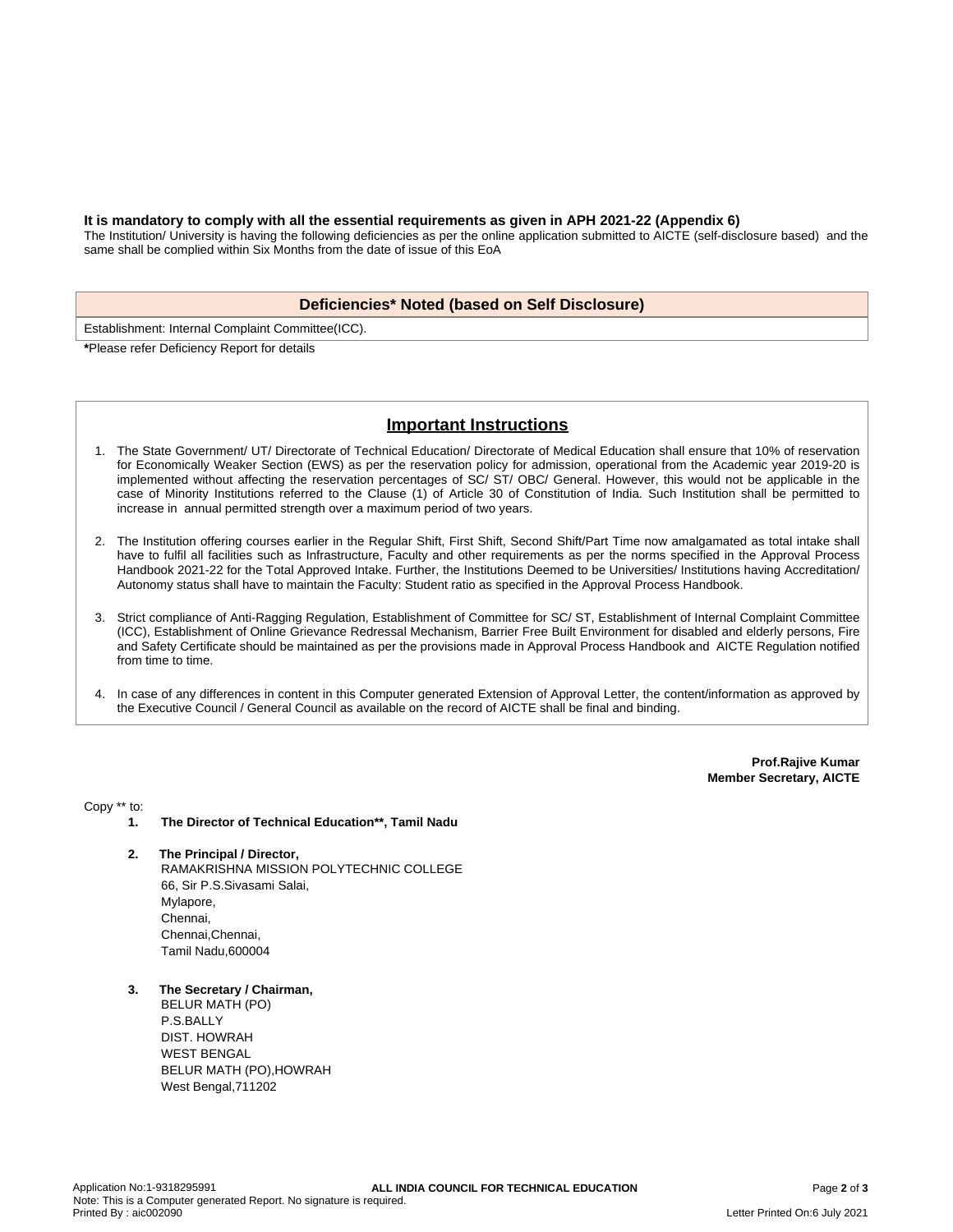**It is mandatory to comply with all the essential requirements as given in APH 2021-22 (Appendix 6)**

The Institution/ University is having the following deficiencies as per the online application submitted to AICTE (self-disclosure based) and the same shall be complied within Six Months from the date of issue of this EoA

| Deficiencies* Noted (based on Self Disclosure) |
|---|
| Establishment: Internal Complaint Committee(ICC). |

***Please refer Deficiency Report for details**

## Important Instructions

1. The State Government/ UT/ Directorate of Technical Education/ Directorate of Medical Education shall ensure that 10% of reservation for Economically Weaker Section (EWS) as per the reservation policy for admission, operational from the Academic year 2019-20 is implemented without affecting the reservation percentages of SC/ ST/ OBC/ General. However, this would not be applicable in the case of Minority Institutions referred to the Clause (1) of Article 30 of Constitution of India. Such Institution shall be permitted to increase in annual permitted strength over a maximum period of two years.

2. The Institution offering courses earlier in the Regular Shift, First Shift, Second Shift/Part Time now amalgamated as total intake shall have to fulfil all facilities such as Infrastructure, Faculty and other requirements as per the norms specified in the Approval Process Handbook 2021-22 for the Total Approved Intake. Further, the Institutions Deemed to be Universities/ Institutions having Accreditation/ Autonomy status shall have to maintain the Faculty: Student ratio as specified in the Approval Process Handbook.

3. Strict compliance of Anti-Ragging Regulation, Establishment of Committee for SC/ ST, Establishment of Internal Complaint Committee (ICC), Establishment of Online Grievance Redressal Mechanism, Barrier Free Built Environment for disabled and elderly persons, Fire and Safety Certificate should be maintained as per the provisions made in Approval Process Handbook and AICTE Regulation notified from time to time.

4. In case of any differences in content in this Computer generated Extension of Approval Letter, the content/information as approved by the Executive Council / General Council as available on the record of AICTE shall be final and binding.

**Prof.Rajive Kumar**
**Member Secretary, AICTE**

Copy ** to:

1. **The Director of Technical Education**, Tamil Nadu**

2. **The Principal / Director,**
   RAMAKRISHNA MISSION POLYTECHNIC COLLEGE
   66, Sir P.S.Sivasami Salai,
   Mylapore,
   Chennai,
   Chennai,Chennai,
   Tamil Nadu,600004

3. **The Secretary / Chairman,**
   BELUR MATH (PO)
   P.S.BALLY
   DIST. HOWRAH
   WEST BENGAL
   BELUR MATH (PO),HOWRAH
   West Bengal,711202

Application No:1-9318295991
Note: This is a Computer generated Report. No signature is required.
Printed By : aic002090
Letter Printed On:6 July 2021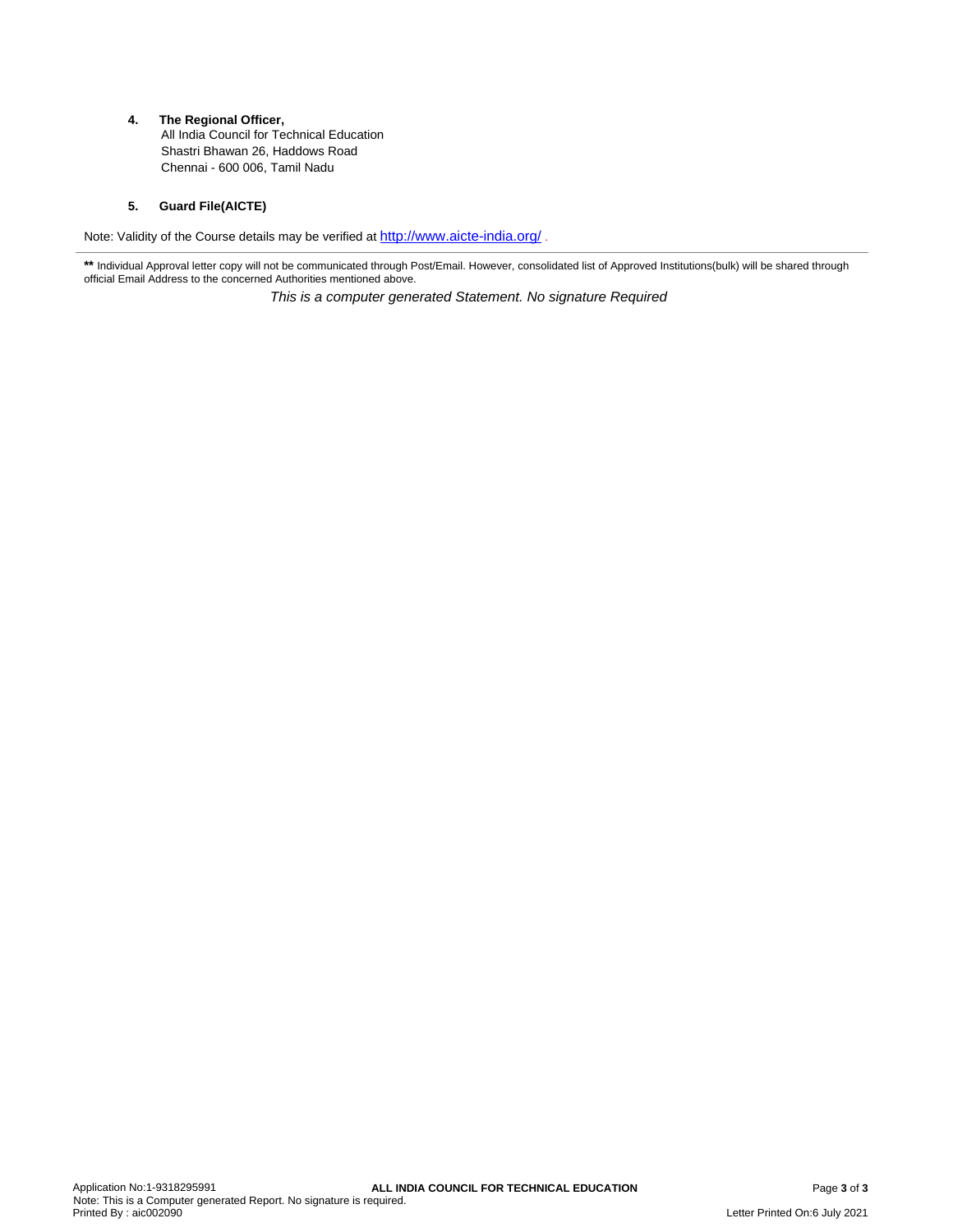4. **The Regional Officer,**
   All India Council for Technical Education
   Shastri Bhawan 26, Haddows Road
   Chennai - 600 006, Tamil Nadu

5. **Guard File(AICTE)**

Note: Validity of the Course details may be verified at http://www.aicte-india.org/ .

---

**\*\*** Individual Approval letter copy will not be communicated through Post/Email. However, consolidated list of Approved Institutions(bulk) will be shared through official Email Address to the concerned Authorities mentioned above.

*This is a computer generated Statement. No signature Required*

Application No:1-9318295991
Note: This is a Computer generated Report. No signature is required.
Printed By : aic002090

**ALL INDIA COUNCIL FOR TECHNICAL EDUCATION**

Letter Printed On:6 July 2021